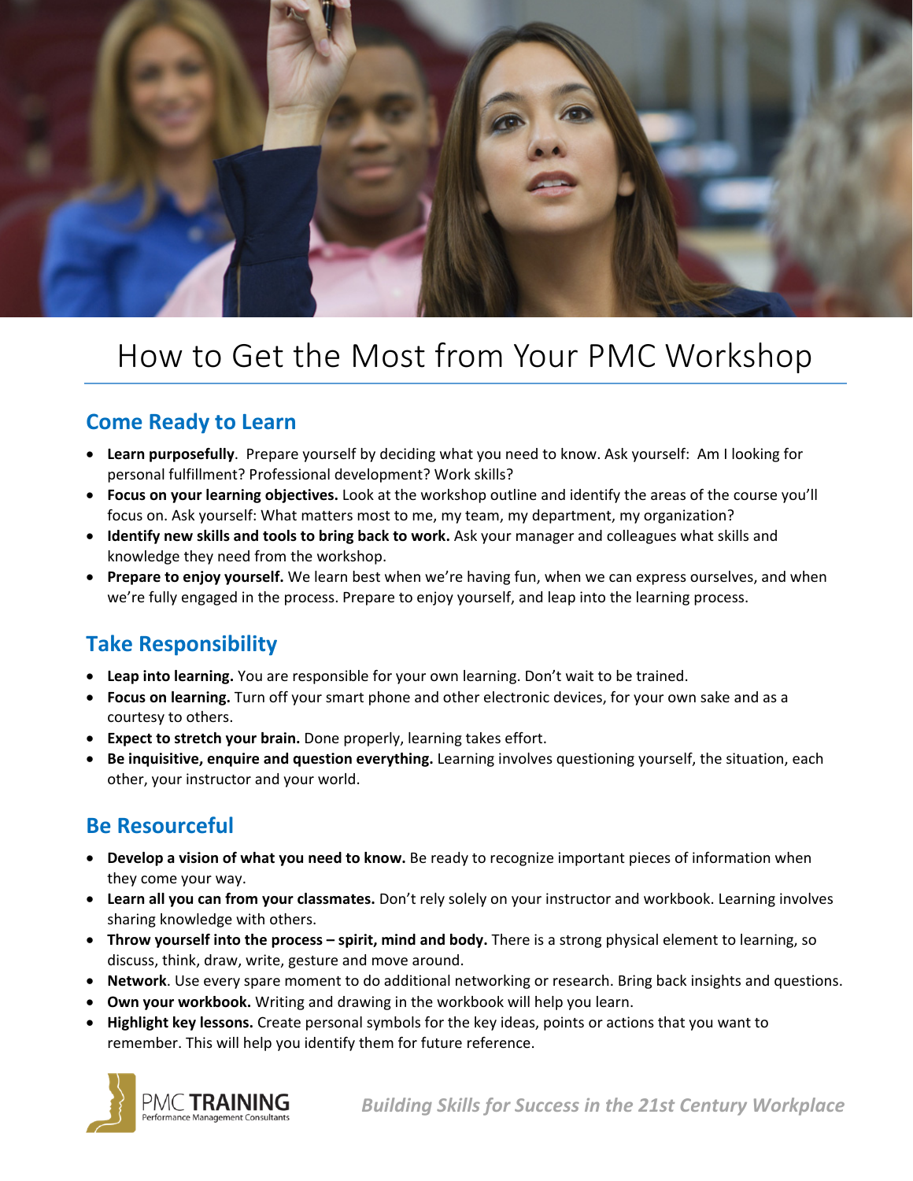# How to Get the Most from Your PMC Workshop

## Come Ready to Learn

- **Learn purposefully**. Prepare yourself by deciding what you need to know. Ask yourself: Am I looking for personal fulfillment? Professional development? Work skills?
- **Focus on your learning objectives.** Look at the workshop outline and identify the areas of the course you'll focus on. Ask yourself: What matters most to me, my team, my department, my organization?
- **Identify new skills and tools to bring back to work.** Ask your manager and colleagues what skills and knowledge they need from the workshop.
- **Prepare to enjoy yourself.** We learn best when we're having fun, when we can express ourselves, and when we're fully engaged in the process. Prepare to enjoy yourself, and leap into the learning process.

## Take Responsibility

- **Leap into learning.** You are responsible for your own learning. Don't wait to be trained.
- **Focus on learning.** Turn off your smart phone and other electronic devices, for your own sake and as a courtesy to others.
- **Expect to stretch your brain.** Done properly, learning takes effort.
- **Be inquisitive, enquire and question everything.** Learning involves questioning yourself, the situation, each other, your instructor and your world.

## Be Resourceful

- **Develop a vision of what you need to know.** Be ready to recognize important pieces of information when they come your way.
- **Learn all you can from your classmates.** Don't rely solely on your instructor and workbook. Learning involves sharing knowledge with others.
- **Throw yourself into the process – spirit, mind and body.** There is a strong physical element to learning, so discuss, think, draw, write, gesture and move around.
- **Network**. Use every spare moment to do additional networking or research. Bring back insights and questions.
- **Own your workbook.** Writing and drawing in the workbook will help you learn.
- **Highlight key lessons.** Create personal symbols for the key ideas, points or actions that you want to remember. This will help you identify them for future reference.

PMC TRAINING
Performance Management Consultants

*Building Skills for Success in the 21st Century Workplace*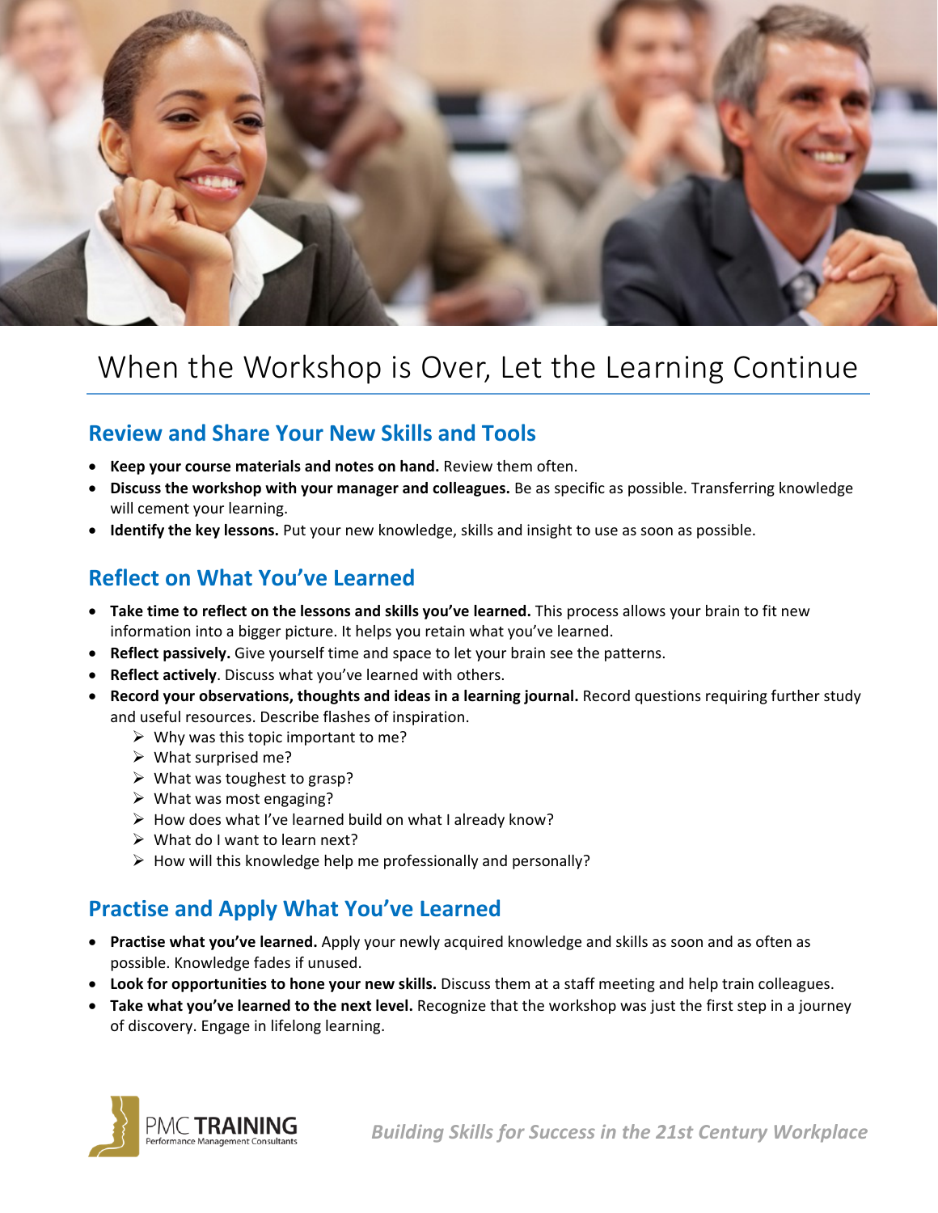# When the Workshop is Over, Let the Learning Continue

## Review and Share Your New Skills and Tools

- **Keep your course materials and notes on hand.** Review them often.
- **Discuss the workshop with your manager and colleagues.** Be as specific as possible. Transferring knowledge will cement your learning.
- **Identify the key lessons.** Put your new knowledge, skills and insight to use as soon as possible.

## Reflect on What You've Learned

- **Take time to reflect on the lessons and skills you've learned.** This process allows your brain to fit new information into a bigger picture. It helps you retain what you've learned.
- **Reflect passively.** Give yourself time and space to let your brain see the patterns.
- **Reflect actively**. Discuss what you've learned with others.
- **Record your observations, thoughts and ideas in a learning journal.** Record questions requiring further study and useful resources. Describe flashes of inspiration.
  - Why was this topic important to me?
  - What surprised me?
  - What was toughest to grasp?
  - What was most engaging?
  - How does what I've learned build on what I already know?
  - What do I want to learn next?
  - How will this knowledge help me professionally and personally?

## Practise and Apply What You've Learned

- **Practise what you've learned.** Apply your newly acquired knowledge and skills as soon and as often as possible. Knowledge fades if unused.
- **Look for opportunities to hone your new skills.** Discuss them at a staff meeting and help train colleagues.
- **Take what you've learned to the next level.** Recognize that the workshop was just the first step in a journey of discovery. Engage in lifelong learning.

PMC TRAINING
Performance Management Consultants

*Building Skills for Success in the 21st Century Workplace*